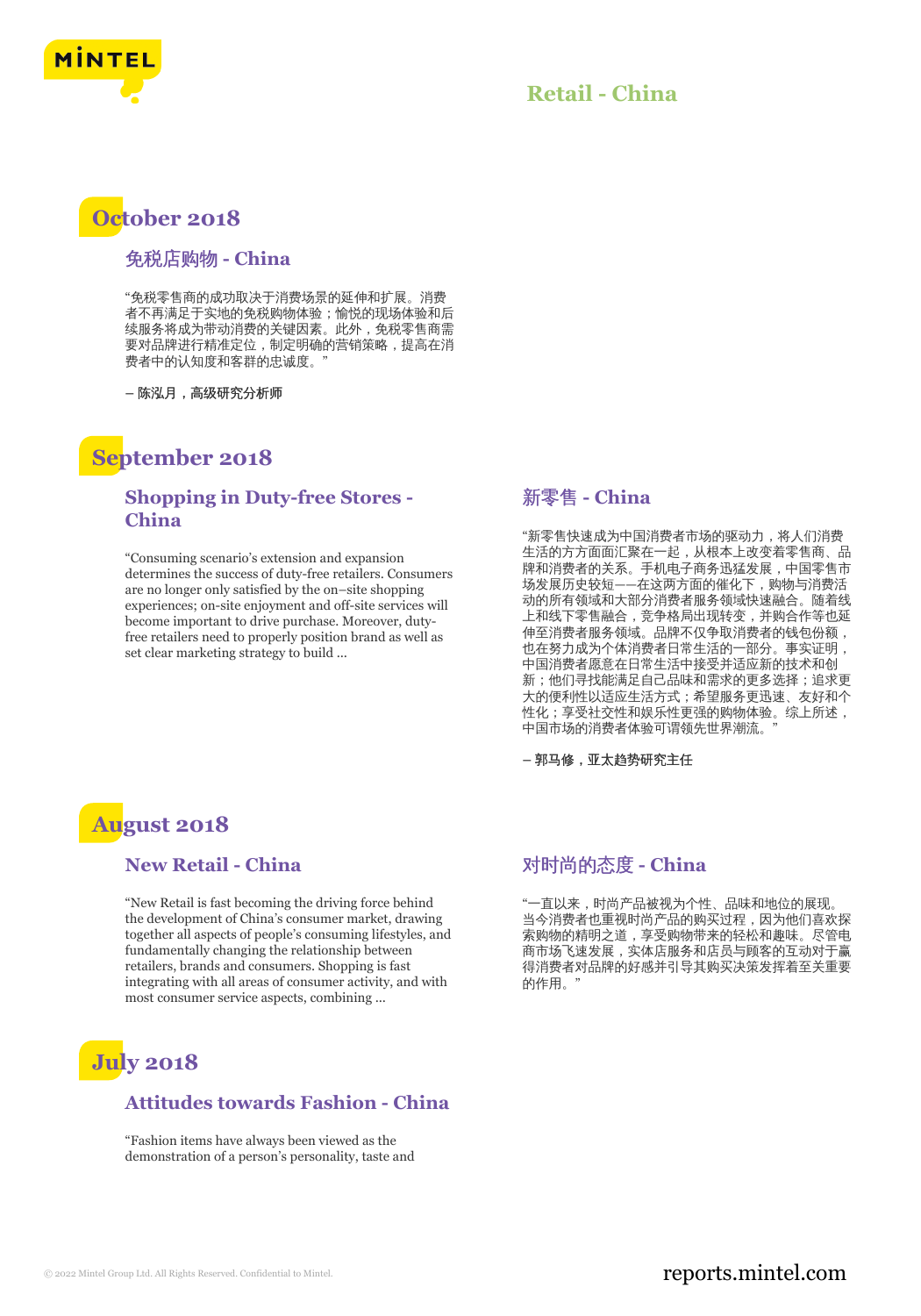# Retail - China

## October 2018

### 免税店购物 - China

“免税零售商的成功取决于消费场景的延伸和扩展。消费者不再满足于实地的免税购物体验；愉悦的现场体验和后续服务将成为带动消费的关键因素。此外，免税零售商需要对品牌进行精准定位，制定明确的营销策略，提高在消费者中的认知度和客群的忠诚度。”

**– 陈泓月，高级研究分析师**

## September 2018

### Shopping in Duty-free Stores - China

“Consuming scenario’s extension and expansion determines the success of duty-free retailers. Consumers are no longer only satisfied by the on–site shopping experiences; on-site enjoyment and off-site services will become important to drive purchase. Moreover, duty-free retailers need to properly position brand as well as set clear marketing strategy to build ...

### 新零售 - China

“新零售快速成为中国消费者市场的驱动力，将人们消费生活的方方面面汇聚在一起，从根本上改变着零售商、品牌和消费者的关系。手机电子商务迅猛发展，中国零售市场发展历史较短——在这两方面的催化下，购物与消费活动的所有领域和大部分消费者服务领域快速融合。随着线上和线下零售融合，竞争格局出现转变，并购合作等也延伸至消费者服务领域。品牌不仅争取消费者的钱包份额，也在努力成为个体消费者日常生活的一部分。事实证明，中国消费者愿意在日常生活中接受并适应新的技术和创新；他们寻找能满足自己品味和需求的更多选择；追求更大的便利性以适应生活方式；希望服务更迅速、友好和个性化；享受社交性和娱乐性更强的购物体验。综上所述，中国市场的消费者体验可谓领先世界潮流。”

**– 郭马修，亚太趋势研究主任**

## August 2018

### New Retail - China

“New Retail is fast becoming the driving force behind the development of China’s consumer market, drawing together all aspects of people’s consuming lifestyles, and fundamentally changing the relationship between retailers, brands and consumers. Shopping is fast integrating with all areas of consumer activity, and with most consumer service aspects, combining ...

### 对时尚的态度 - China

“一直以来，时尚产品被视为个性、品味和地位的展现。当今消费者也重视时尚产品的购买过程，因为他们喜欢探索购物的精明之道，享受购物带来的轻松和趣味。尽管电商市场飞速发展，实体店服务和店员与顾客的互动对于赢得消费者对品牌的好感并引导其购买决策发挥着至关重要的作用。”

## July 2018

### Attitudes towards Fashion - China

“Fashion items have always been viewed as the demonstration of a person’s personality, taste and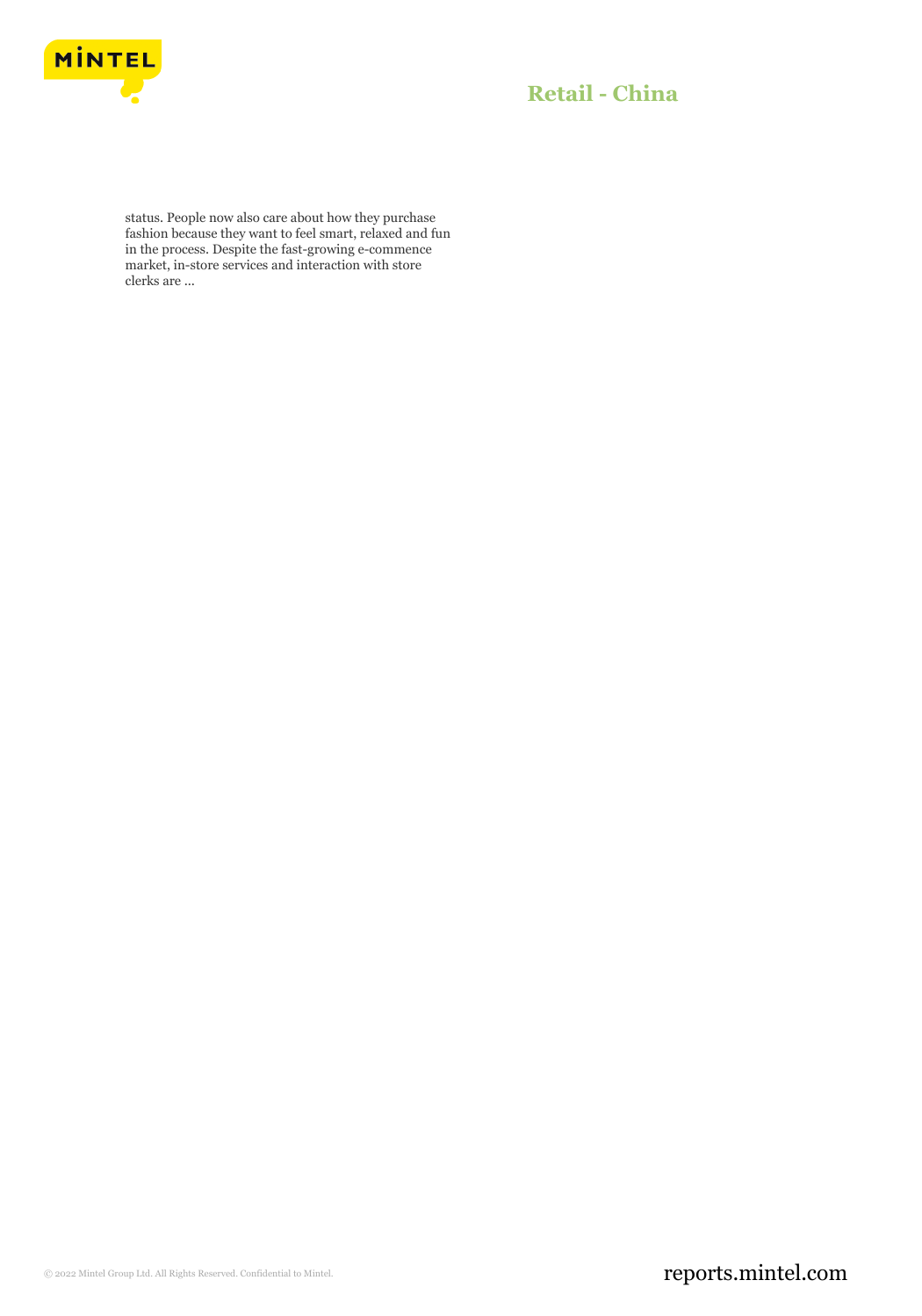status. People now also care about how they purchase fashion because they want to feel smart, relaxed and fun in the process. Despite the fast-growing e-commence market, in-store services and interaction with store clerks are ...